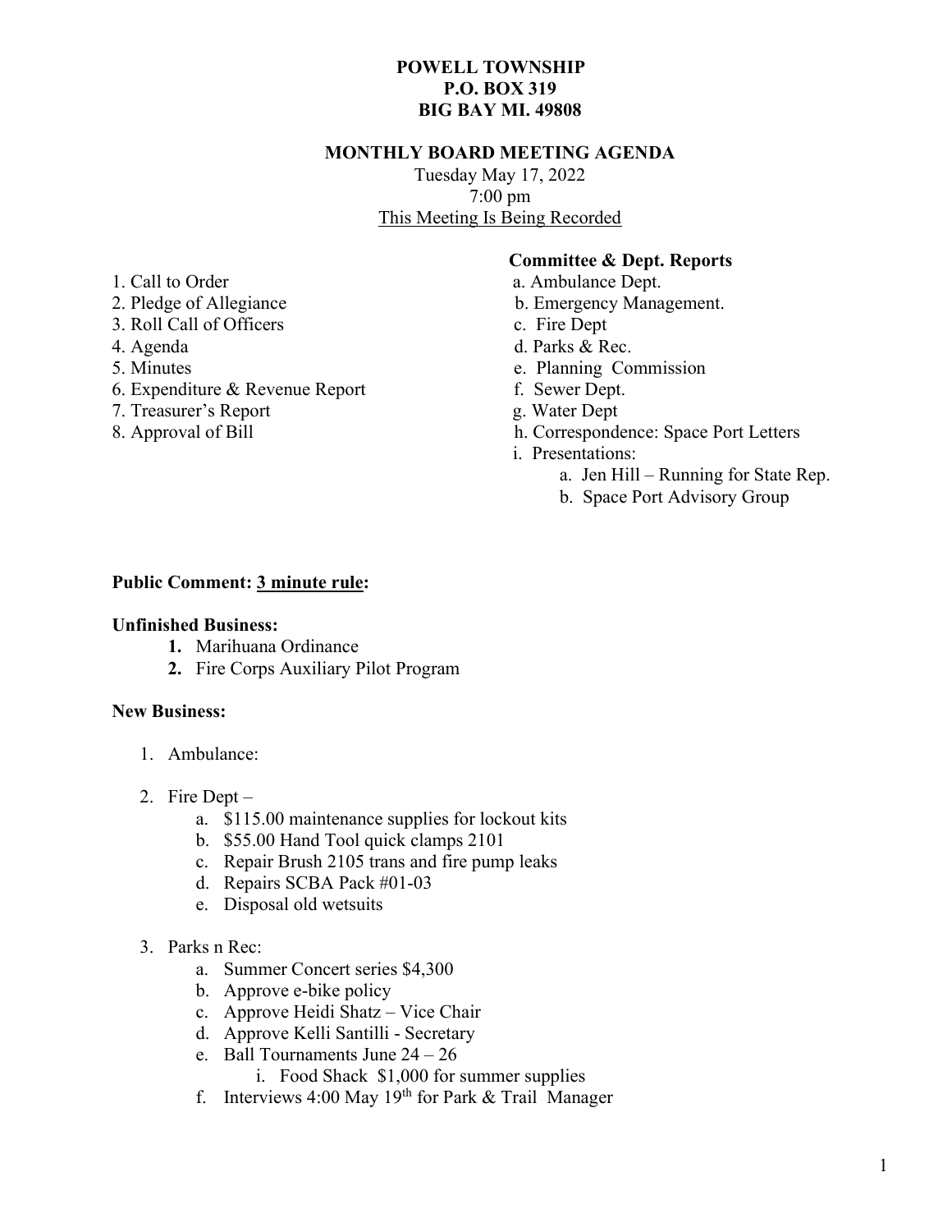**POWELL TOWNSHIP**
**P.O. BOX 319**
**BIG BAY MI. 49808**

**MONTHLY BOARD MEETING AGENDA**

Tuesday May 17, 2022
7:00 pm
This Meeting Is Being Recorded

1. Call to Order
2. Pledge of Allegiance
3. Roll Call of Officers
4. Agenda
5. Minutes
6. Expenditure & Revenue Report
7. Treasurer's Report
8. Approval of Bill

**Committee & Dept. Reports**

a. Ambulance Dept.
b. Emergency Management.
c. Fire Dept
d. Parks & Rec.
e. Planning Commission
f. Sewer Dept.
g. Water Dept
h. Correspondence: Space Port Letters
i. Presentations:
   a. Jen Hill – Running for State Rep.
   b. Space Port Advisory Group

**Public Comment: 3 minute rule:**

**Unfinished Business:**

1. Marihuana Ordinance
2. Fire Corps Auxiliary Pilot Program

**New Business:**

1. Ambulance:
2. Fire Dept –
   a. \$115.00 maintenance supplies for lockout kits
   b. \$55.00 Hand Tool quick clamps 2101
   c. Repair Brush 2105 trans and fire pump leaks
   d. Repairs SCBA Pack #01-03
   e. Disposal old wetsuits
3. Parks n Rec:
   a. Summer Concert series \$4,300
   b. Approve e-bike policy
   c. Approve Heidi Shatz – Vice Chair
   d. Approve Kelli Santilli - Secretary
   e. Ball Tournaments June 24 – 26
      i. Food Shack \$1,000 for summer supplies
   f. Interviews 4:00 May 19th for Park & Trail Manager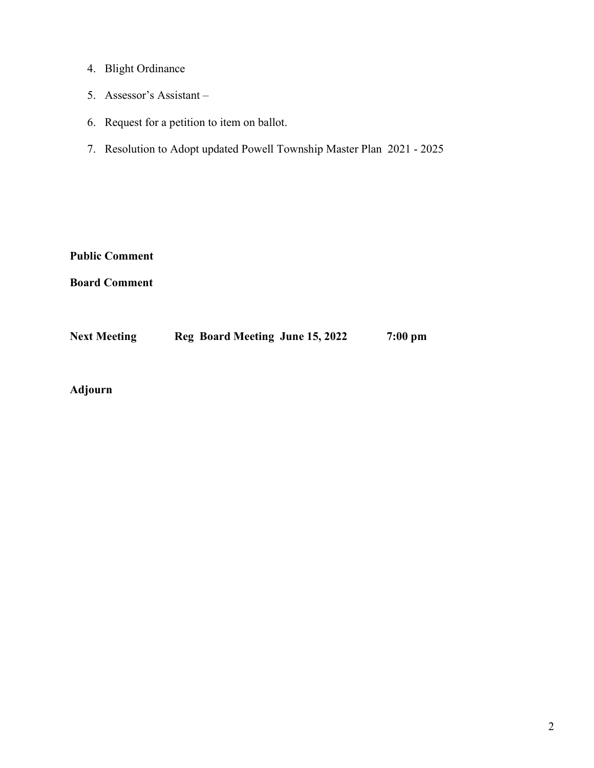4. Blight Ordinance
5. Assessor's Assistant –
6. Request for a petition to item on ballot.
7. Resolution to Adopt updated Powell Township Master Plan 2021 - 2025

**Public Comment**

**Board Comment**

**Next Meeting Reg Board Meeting June 15, 2022 7:00 pm**

**Adjourn**